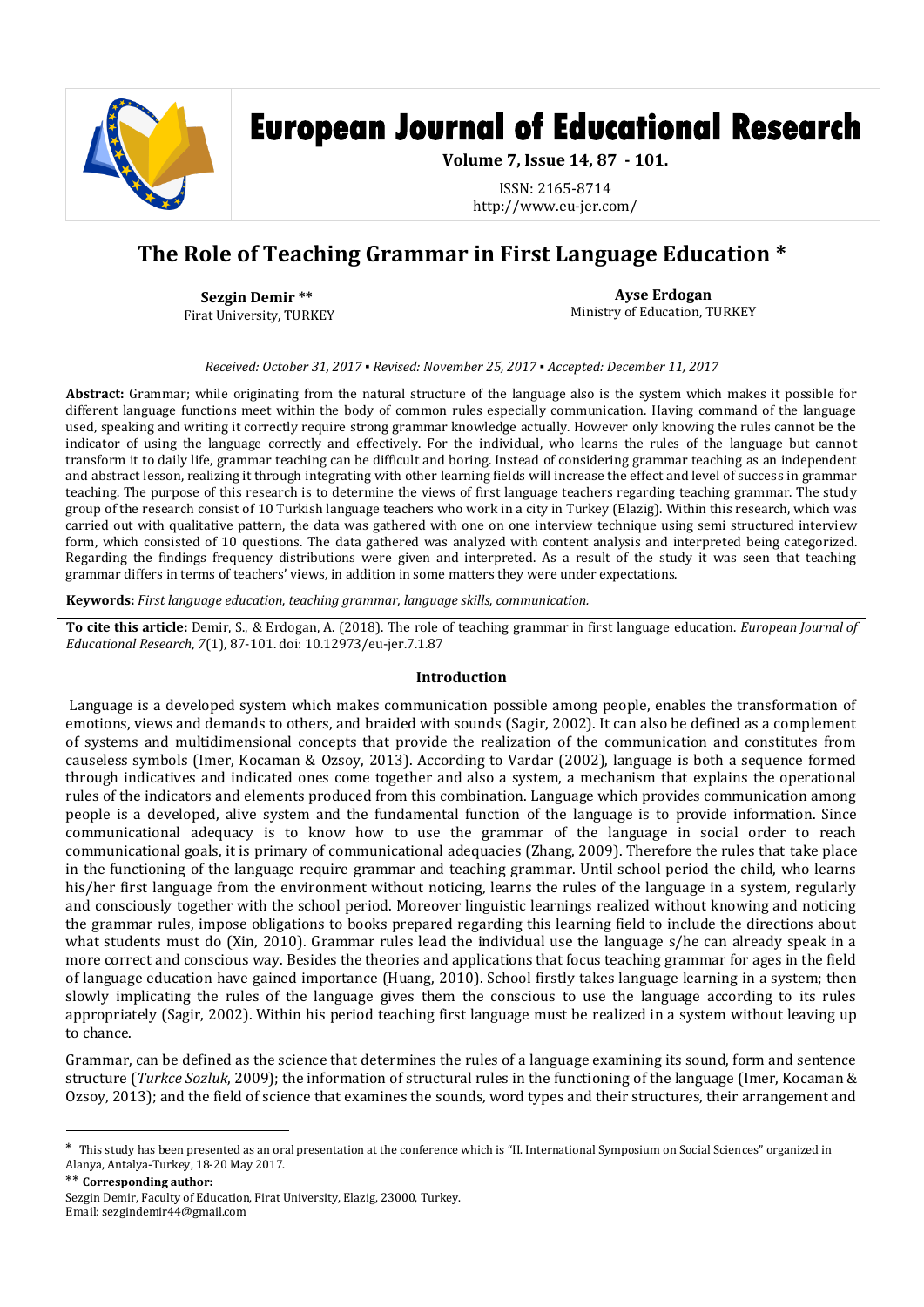# The Role of Teaching Grammar in First Language Education *

**Sezgin Demir** **
Firat University, TURKEY

**Ayse Erdogan**
Ministry of Education, TURKEY

*Received: October 31, 2017 ▪ Revised: November 25, 2017 ▪ Accepted: December 11, 2017*

**Abstract:** Grammar; while originating from the natural structure of the language also is the system which makes it possible for different language functions meet within the body of common rules especially communication. Having command of the language used, speaking and writing it correctly require strong grammar knowledge actually. However only knowing the rules cannot be the indicator of using the language correctly and effectively. For the individual, who learns the rules of the language but cannot transform it to daily life, grammar teaching can be difficult and boring. Instead of considering grammar teaching as an independent and abstract lesson, realizing it through integrating with other learning fields will increase the effect and level of success in grammar teaching. The purpose of this research is to determine the views of first language teachers regarding teaching grammar. The study group of the research consist of 10 Turkish language teachers who work in a city in Turkey (Elazig). Within this research, which was carried out with qualitative pattern, the data was gathered with one on one interview technique using semi structured interview form, which consisted of 10 questions. The data gathered was analyzed with content analysis and interpreted being categorized. Regarding the findings frequency distributions were given and interpreted. As a result of the study it was seen that teaching grammar differs in terms of teachers' views, in addition in some matters they were under expectations.

**Keywords:** *First language education, teaching grammar, language skills, communication.*

**To cite this article:** Demir, S., & Erdogan, A. (2018). The role of teaching grammar in first language education. *European Journal of Educational Research*, *7*(1), 87-101. doi: 10.12973/eu-jer.7.1.87

## Introduction

Language is a developed system which makes communication possible among people, enables the transformation of emotions, views and demands to others, and braided with sounds (Sagir, 2002). It can also be defined as a complement of systems and multidimensional concepts that provide the realization of the communication and constitutes from causeless symbols (Imer, Kocaman & Ozsoy, 2013). According to Vardar (2002), language is both a sequence formed through indicatives and indicated ones come together and also a system, a mechanism that explains the operational rules of the indicators and elements produced from this combination. Language which provides communication among people is a developed, alive system and the fundamental function of the language is to provide information. Since communicational adequacy is to know how to use the grammar of the language in social order to reach communicational goals, it is primary of communicational adequacies (Zhang, 2009). Therefore the rules that take place in the functioning of the language require grammar and teaching grammar. Until school period the child, who learns his/her first language from the environment without noticing, learns the rules of the language in a system, regularly and consciously together with the school period. Moreover linguistic learnings realized without knowing and noticing the grammar rules, impose obligations to books prepared regarding this learning field to include the directions about what students must do (Xin, 2010). Grammar rules lead the individual use the language s/he can already speak in a more correct and conscious way. Besides the theories and applications that focus teaching grammar for ages in the field of language education have gained importance (Huang, 2010). School firstly takes language learning in a system; then slowly implicating the rules of the language gives them the conscious to use the language according to its rules appropriately (Sagir, 2002). Within his period teaching first language must be realized in a system without leaving up to chance.

Grammar, can be defined as the science that determines the rules of a language examining its sound, form and sentence structure (*Turkce Sozluk*, 2009); the information of structural rules in the functioning of the language (Imer, Kocaman & Ozsoy, 2013); and the field of science that examines the sounds, word types and their structures, their arrangement and

---

* This study has been presented as an oral presentation at the conference which is "II. International Symposium on Social Sciences" organized in Alanya, Antalya-Turkey, 18-20 May 2017.

** **Corresponding author:**
Sezgin Demir, Faculty of Education, Firat University, Elazig, 23000, Turkey.
Email: sezgindemir44@gmail.com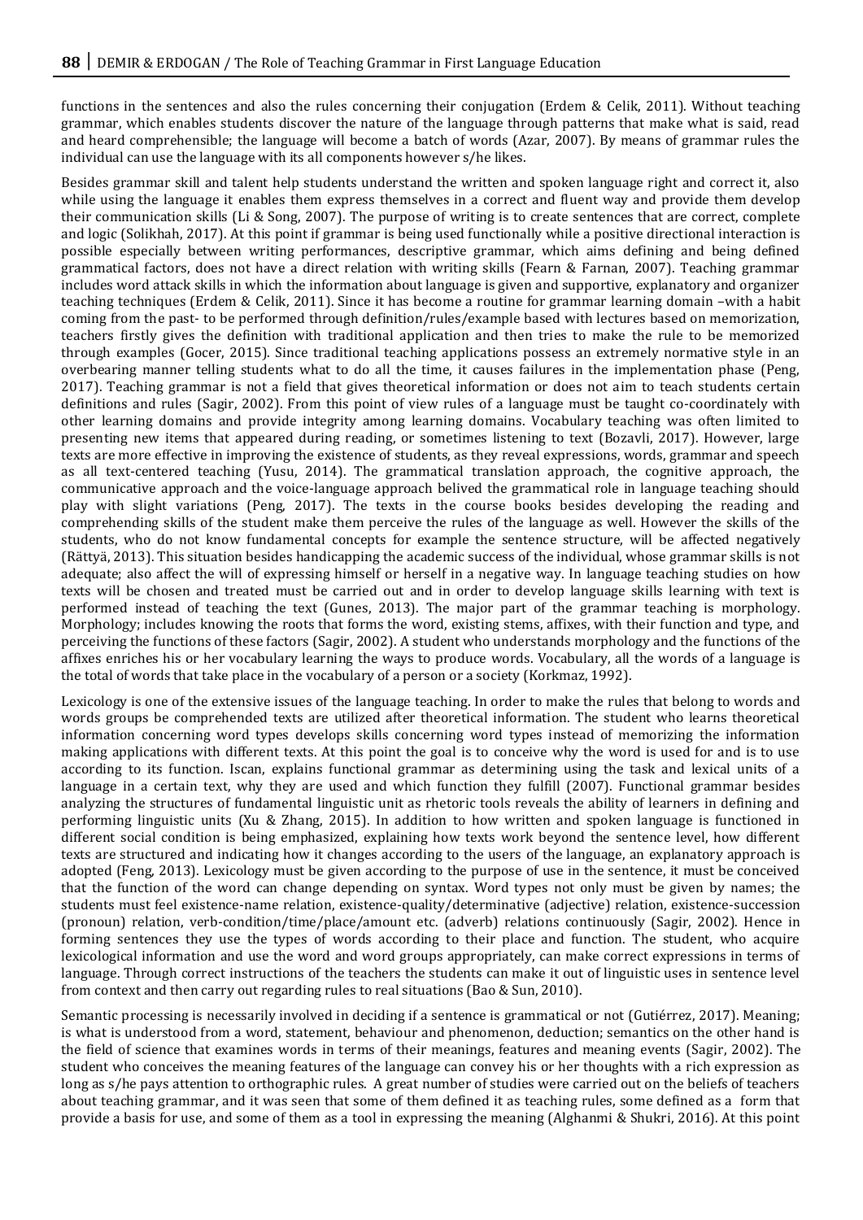functions in the sentences and also the rules concerning their conjugation (Erdem & Celik, 2011). Without teaching grammar, which enables students discover the nature of the language through patterns that make what is said, read and heard comprehensible; the language will become a batch of words (Azar, 2007). By means of grammar rules the individual can use the language with its all components however s/he likes.

Besides grammar skill and talent help students understand the written and spoken language right and correct it, also while using the language it enables them express themselves in a correct and fluent way and provide them develop their communication skills (Li & Song, 2007). The purpose of writing is to create sentences that are correct, complete and logic (Solikhah, 2017). At this point if grammar is being used functionally while a positive directional interaction is possible especially between writing performances, descriptive grammar, which aims defining and being defined grammatical factors, does not have a direct relation with writing skills (Fearn & Farnan, 2007). Teaching grammar includes word attack skills in which the information about language is given and supportive, explanatory and organizer teaching techniques (Erdem & Celik, 2011). Since it has become a routine for grammar learning domain –with a habit coming from the past- to be performed through definition/rules/example based with lectures based on memorization, teachers firstly gives the definition with traditional application and then tries to make the rule to be memorized through examples (Gocer, 2015). Since traditional teaching applications possess an extremely normative style in an overbearing manner telling students what to do all the time, it causes failures in the implementation phase (Peng, 2017). Teaching grammar is not a field that gives theoretical information or does not aim to teach students certain definitions and rules (Sagir, 2002). From this point of view rules of a language must be taught co-coordinately with other learning domains and provide integrity among learning domains. Vocabulary teaching was often limited to presenting new items that appeared during reading, or sometimes listening to text (Bozavli, 2017). However, large texts are more effective in improving the existence of students, as they reveal expressions, words, grammar and speech as all text-centered teaching (Yusu, 2014). The grammatical translation approach, the cognitive approach, the communicative approach and the voice-language approach belived the grammatical role in language teaching should play with slight variations (Peng, 2017). The texts in the course books besides developing the reading and comprehending skills of the student make them perceive the rules of the language as well. However the skills of the students, who do not know fundamental concepts for example the sentence structure, will be affected negatively (Rättyä, 2013). This situation besides handicapping the academic success of the individual, whose grammar skills is not adequate; also affect the will of expressing himself or herself in a negative way. In language teaching studies on how texts will be chosen and treated must be carried out and in order to develop language skills learning with text is performed instead of teaching the text (Gunes, 2013). The major part of the grammar teaching is morphology. Morphology; includes knowing the roots that forms the word, existing stems, affixes, with their function and type, and perceiving the functions of these factors (Sagir, 2002). A student who understands morphology and the functions of the affixes enriches his or her vocabulary learning the ways to produce words. Vocabulary, all the words of a language is the total of words that take place in the vocabulary of a person or a society (Korkmaz, 1992).

Lexicology is one of the extensive issues of the language teaching. In order to make the rules that belong to words and words groups be comprehended texts are utilized after theoretical information. The student who learns theoretical information concerning word types develops skills concerning word types instead of memorizing the information making applications with different texts. At this point the goal is to conceive why the word is used for and is to use according to its function. Iscan, explains functional grammar as determining using the task and lexical units of a language in a certain text, why they are used and which function they fulfill (2007). Functional grammar besides analyzing the structures of fundamental linguistic unit as rhetoric tools reveals the ability of learners in defining and performing linguistic units (Xu & Zhang, 2015). In addition to how written and spoken language is functioned in different social condition is being emphasized, explaining how texts work beyond the sentence level, how different texts are structured and indicating how it changes according to the users of the language, an explanatory approach is adopted (Feng, 2013). Lexicology must be given according to the purpose of use in the sentence, it must be conceived that the function of the word can change depending on syntax. Word types not only must be given by names; the students must feel existence-name relation, existence-quality/determinative (adjective) relation, existence-succession (pronoun) relation, verb-condition/time/place/amount etc. (adverb) relations continuously (Sagir, 2002). Hence in forming sentences they use the types of words according to their place and function. The student, who acquire lexicological information and use the word and word groups appropriately, can make correct expressions in terms of language. Through correct instructions of the teachers the students can make it out of linguistic uses in sentence level from context and then carry out regarding rules to real situations (Bao & Sun, 2010).

Semantic processing is necessarily involved in deciding if a sentence is grammatical or not (Gutiérrez, 2017). Meaning; is what is understood from a word, statement, behaviour and phenomenon, deduction; semantics on the other hand is the field of science that examines words in terms of their meanings, features and meaning events (Sagir, 2002). The student who conceives the meaning features of the language can convey his or her thoughts with a rich expression as long as s/he pays attention to orthographic rules. A great number of studies were carried out on the beliefs of teachers about teaching grammar, and it was seen that some of them defined it as teaching rules, some defined as a form that provide a basis for use, and some of them as a tool in expressing the meaning (Alghanmi & Shukri, 2016). At this point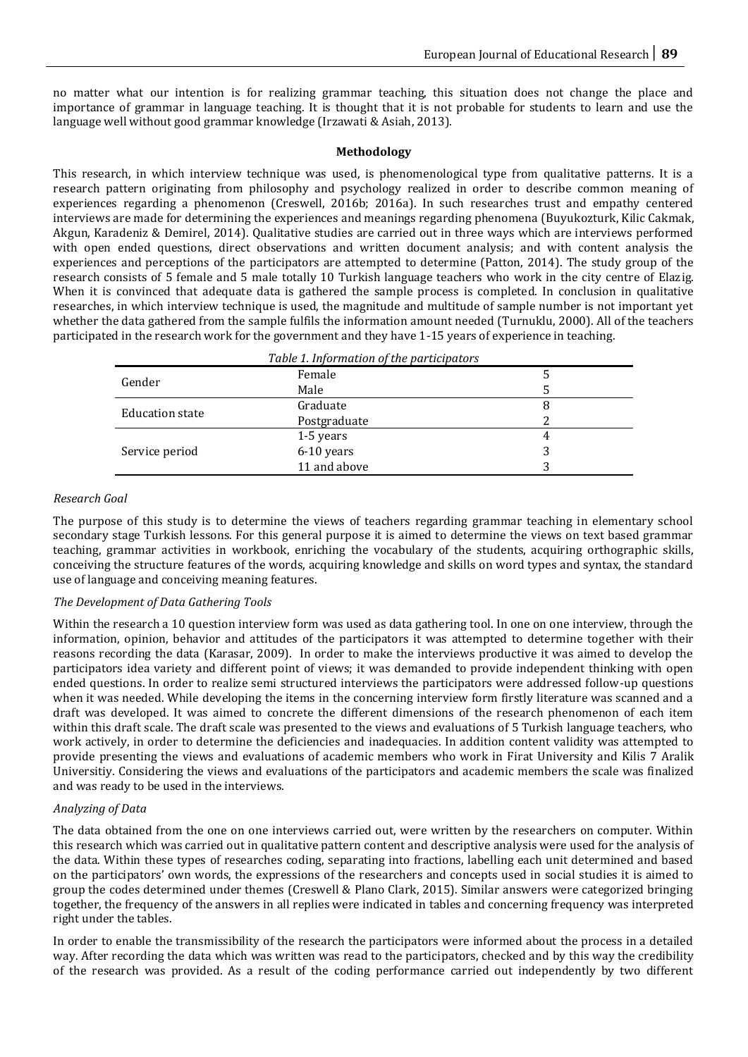no matter what our intention is for realizing grammar teaching, this situation does not change the place and importance of grammar in language teaching. It is thought that it is not probable for students to learn and use the language well without good grammar knowledge (Irzawati & Asiah, 2013).

## Methodology

This research, in which interview technique was used, is phenomenological type from qualitative patterns. It is a research pattern originating from philosophy and psychology realized in order to describe common meaning of experiences regarding a phenomenon (Creswell, 2016b; 2016a). In such researches trust and empathy centered interviews are made for determining the experiences and meanings regarding phenomena (Buyukozturk, Kilic Cakmak, Akgun, Karadeniz & Demirel, 2014). Qualitative studies are carried out in three ways which are interviews performed with open ended questions, direct observations and written document analysis; and with content analysis the experiences and perceptions of the participators are attempted to determine (Patton, 2014). The study group of the research consists of 5 female and 5 male totally 10 Turkish language teachers who work in the city centre of Elazig. When it is convinced that adequate data is gathered the sample process is completed. In conclusion in qualitative researches, in which interview technique is used, the magnitude and multitude of sample number is not important yet whether the data gathered from the sample fulfils the information amount needed (Turnuklu, 2000). All of the teachers participated in the research work for the government and they have 1-15 years of experience in teaching.

*Table 1. Information of the participators*

| | | |
|---|---|---|
| Gender | Female | 5 |
| | Male | 5 |
| Education state | Graduate | 8 |
| | Postgraduate | 2 |
| Service period | 1-5 years | 4 |
| | 6-10 years | 3 |
| | 11 and above | 3 |

### *Research Goal*

The purpose of this study is to determine the views of teachers regarding grammar teaching in elementary school secondary stage Turkish lessons. For this general purpose it is aimed to determine the views on text based grammar teaching, grammar activities in workbook, enriching the vocabulary of the students, acquiring orthographic skills, conceiving the structure features of the words, acquiring knowledge and skills on word types and syntax, the standard use of language and conceiving meaning features.

### *The Development of Data Gathering Tools*

Within the research a 10 question interview form was used as data gathering tool. In one on one interview, through the information, opinion, behavior and attitudes of the participators it was attempted to determine together with their reasons recording the data (Karasar, 2009). In order to make the interviews productive it was aimed to develop the participators idea variety and different point of views; it was demanded to provide independent thinking with open ended questions. In order to realize semi structured interviews the participators were addressed follow-up questions when it was needed. While developing the items in the concerning interview form firstly literature was scanned and a draft was developed. It was aimed to concrete the different dimensions of the research phenomenon of each item within this draft scale. The draft scale was presented to the views and evaluations of 5 Turkish language teachers, who work actively, in order to determine the deficiencies and inadequacies. In addition content validity was attempted to provide presenting the views and evaluations of academic members who work in Firat University and Kilis 7 Aralik Universitiy. Considering the views and evaluations of the participators and academic members the scale was finalized and was ready to be used in the interviews.

### *Analyzing of Data*

The data obtained from the one on one interviews carried out, were written by the researchers on computer. Within this research which was carried out in qualitative pattern content and descriptive analysis were used for the analysis of the data. Within these types of researches coding, separating into fractions, labelling each unit determined and based on the participators' own words, the expressions of the researchers and concepts used in social studies it is aimed to group the codes determined under themes (Creswell & Plano Clark, 2015). Similar answers were categorized bringing together, the frequency of the answers in all replies were indicated in tables and concerning frequency was interpreted right under the tables.

In order to enable the transmissibility of the research the participators were informed about the process in a detailed way. After recording the data which was written was read to the participators, checked and by this way the credibility of the research was provided. As a result of the coding performance carried out independently by two different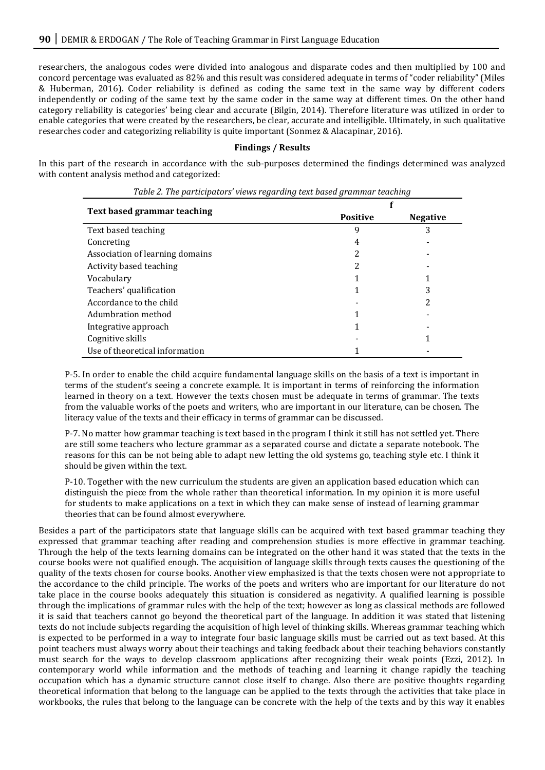researchers, the analogous codes were divided into analogous and disparate codes and then multiplied by 100 and concord percentage was evaluated as 82% and this result was considered adequate in terms of "coder reliability" (Miles & Huberman, 2016). Coder reliability is defined as coding the same text in the same way by different coders independently or coding of the same text by the same coder in the same way at different times. On the other hand category reliability is categories' being clear and accurate (Bilgin, 2014). Therefore literature was utilized in order to enable categories that were created by the researchers, be clear, accurate and intelligible. Ultimately, in such qualitative researches coder and categorizing reliability is quite important (Sonmez & Alacapinar, 2016).

## Findings / Results

In this part of the research in accordance with the sub-purposes determined the findings determined was analyzed with content analysis method and categorized:

*Table 2. The participators' views regarding text based grammar teaching*

| Text based grammar teaching | f | |
|---|---|---|
| | **Positive** | **Negative** |
| Text based teaching | 9 | 3 |
| Concreting | 4 | - |
| Association of learning domains | 2 | - |
| Activity based teaching | 2 | - |
| Vocabulary | 1 | 1 |
| Teachers' qualification | 1 | 3 |
| Accordance to the child | - | 2 |
| Adumbration method | 1 | - |
| Integrative approach | 1 | - |
| Cognitive skills | - | 1 |
| Use of theoretical information | 1 | - |

> P-5. In order to enable the child acquire fundamental language skills on the basis of a text is important in terms of the student's seeing a concrete example. It is important in terms of reinforcing the information learned in theory on a text. However the texts chosen must be adequate in terms of grammar. The texts from the valuable works of the poets and writers, who are important in our literature, can be chosen. The literacy value of the texts and their efficacy in terms of grammar can be discussed.

> P-7. No matter how grammar teaching is text based in the program I think it still has not settled yet. There are still some teachers who lecture grammar as a separated course and dictate a separate notebook. The reasons for this can be not being able to adapt new letting the old systems go, teaching style etc. I think it should be given within the text.

> P-10. Together with the new curriculum the students are given an application based education which can distinguish the piece from the whole rather than theoretical information. In my opinion it is more useful for students to make applications on a text in which they can make sense of instead of learning grammar theories that can be found almost everywhere.

Besides a part of the participators state that language skills can be acquired with text based grammar teaching they expressed that grammar teaching after reading and comprehension studies is more effective in grammar teaching. Through the help of the texts learning domains can be integrated on the other hand it was stated that the texts in the course books were not qualified enough. The acquisition of language skills through texts causes the questioning of the quality of the texts chosen for course books. Another view emphasized is that the texts chosen were not appropriate to the accordance to the child principle. The works of the poets and writers who are important for our literature do not take place in the course books adequately this situation is considered as negativity. A qualified learning is possible through the implications of grammar rules with the help of the text; however as long as classical methods are followed it is said that teachers cannot go beyond the theoretical part of the language. In addition it was stated that listening texts do not include subjects regarding the acquisition of high level of thinking skills. Whereas grammar teaching which is expected to be performed in a way to integrate four basic language skills must be carried out as text based. At this point teachers must always worry about their teachings and taking feedback about their teaching behaviors constantly must search for the ways to develop classroom applications after recognizing their weak points (Ezzi, 2012). In contemporary world while information and the methods of teaching and learning it change rapidly the teaching occupation which has a dynamic structure cannot close itself to change. Also there are positive thoughts regarding theoretical information that belong to the language can be applied to the texts through the activities that take place in workbooks, the rules that belong to the language can be concrete with the help of the texts and by this way it enables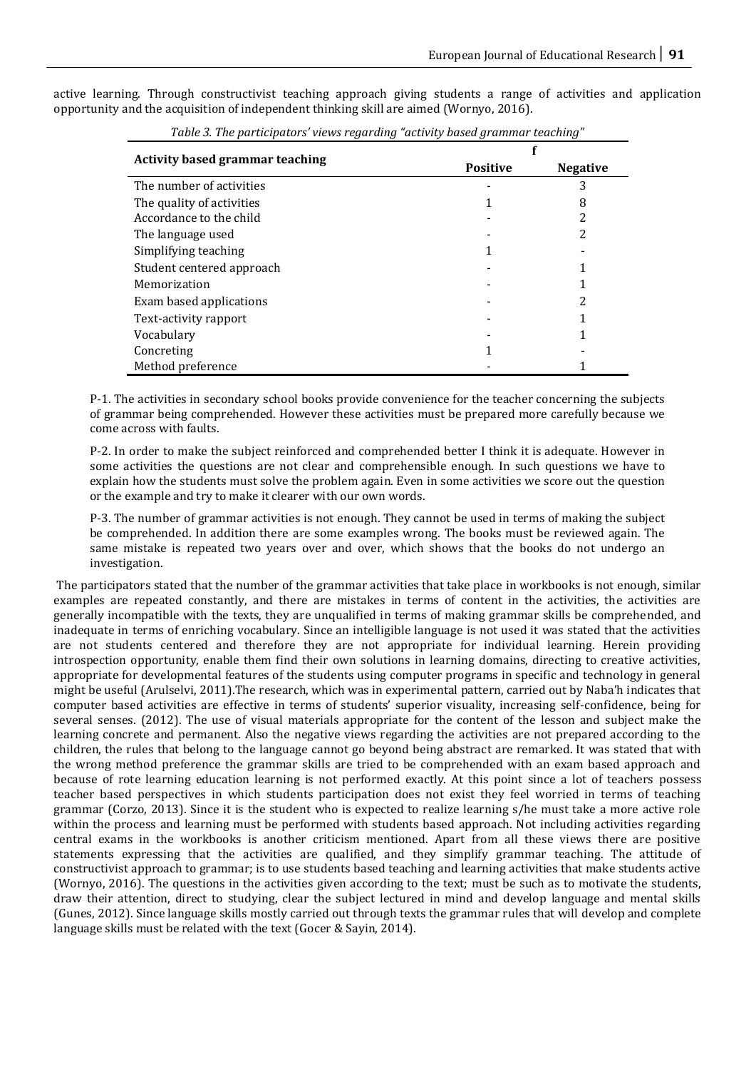active learning. Through constructivist teaching approach giving students a range of activities and application opportunity and the acquisition of independent thinking skill are aimed (Wornyo, 2016).

*Table 3. The participators' views regarding "activity based grammar teaching"*

| Activity based grammar teaching | f | |
|---|---|---|
| | **Positive** | **Negative** |
| The number of activities | - | 3 |
| The quality of activities | 1 | 8 |
| Accordance to the child | - | 2 |
| The language used | - | 2 |
| Simplifying teaching | 1 | - |
| Student centered approach | - | 1 |
| Memorization | - | 1 |
| Exam based applications | - | 2 |
| Text-activity rapport | - | 1 |
| Vocabulary | - | 1 |
| Concreting | 1 | - |
| Method preference | - | 1 |

> P-1. The activities in secondary school books provide convenience for the teacher concerning the subjects of grammar being comprehended. However these activities must be prepared more carefully because we come across with faults.
>
> P-2. In order to make the subject reinforced and comprehended better I think it is adequate. However in some activities the questions are not clear and comprehensible enough. In such questions we have to explain how the students must solve the problem again. Even in some activities we score out the question or the example and try to make it clearer with our own words.
>
> P-3. The number of grammar activities is not enough. They cannot be used in terms of making the subject be comprehended. In addition there are some examples wrong. The books must be reviewed again. The same mistake is repeated two years over and over, which shows that the books do not undergo an investigation.

The participators stated that the number of the grammar activities that take place in workbooks is not enough, similar examples are repeated constantly, and there are mistakes in terms of content in the activities, the activities are generally incompatible with the texts, they are unqualified in terms of making grammar skills be comprehended, and inadequate in terms of enriching vocabulary. Since an intelligible language is not used it was stated that the activities are not students centered and therefore they are not appropriate for individual learning. Herein providing introspection opportunity, enable them find their own solutions in learning domains, directing to creative activities, appropriate for developmental features of the students using computer programs in specific and technology in general might be useful (Arulselvi, 2011).The research, which was in experimental pattern, carried out by Naba'h indicates that computer based activities are effective in terms of students' superior visuality, increasing self-confidence, being for several senses. (2012). The use of visual materials appropriate for the content of the lesson and subject make the learning concrete and permanent. Also the negative views regarding the activities are not prepared according to the children, the rules that belong to the language cannot go beyond being abstract are remarked. It was stated that with the wrong method preference the grammar skills are tried to be comprehended with an exam based approach and because of rote learning education learning is not performed exactly. At this point since a lot of teachers possess teacher based perspectives in which students participation does not exist they feel worried in terms of teaching grammar (Corzo, 2013). Since it is the student who is expected to realize learning s/he must take a more active role within the process and learning must be performed with students based approach. Not including activities regarding central exams in the workbooks is another criticism mentioned. Apart from all these views there are positive statements expressing that the activities are qualified, and they simplify grammar teaching. The attitude of constructivist approach to grammar; is to use students based teaching and learning activities that make students active (Wornyo, 2016). The questions in the activities given according to the text; must be such as to motivate the students, draw their attention, direct to studying, clear the subject lectured in mind and develop language and mental skills (Gunes, 2012). Since language skills mostly carried out through texts the grammar rules that will develop and complete language skills must be related with the text (Gocer & Sayin, 2014).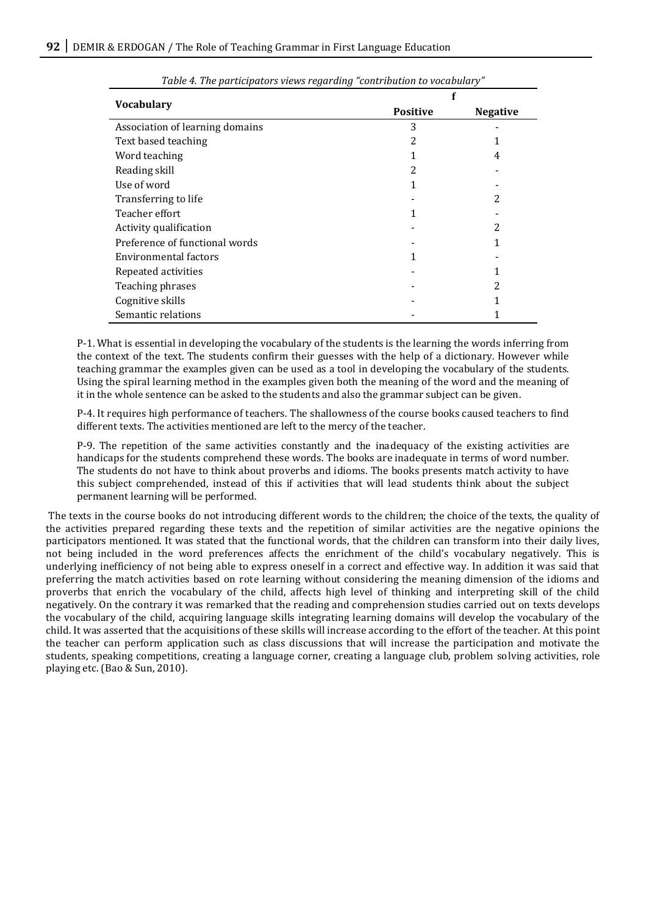*Table 4. The participators views regarding "contribution to vocabulary"*

| Vocabulary | f | |
|---|---|---|
| | **Positive** | **Negative** |
| Association of learning domains | 3 | - |
| Text based teaching | 2 | 1 |
| Word teaching | 1 | 4 |
| Reading skill | 2 | - |
| Use of word | 1 | - |
| Transferring to life | - | 2 |
| Teacher effort | 1 | - |
| Activity qualification | - | 2 |
| Preference of functional words | - | 1 |
| Environmental factors | 1 | - |
| Repeated activities | - | 1 |
| Teaching phrases | - | 2 |
| Cognitive skills | - | 1 |
| Semantic relations | - | 1 |

P-1. What is essential in developing the vocabulary of the students is the learning the words inferring from the context of the text. The students confirm their guesses with the help of a dictionary. However while teaching grammar the examples given can be used as a tool in developing the vocabulary of the students. Using the spiral learning method in the examples given both the meaning of the word and the meaning of it in the whole sentence can be asked to the students and also the grammar subject can be given.

P-4. It requires high performance of teachers. The shallowness of the course books caused teachers to find different texts. The activities mentioned are left to the mercy of the teacher.

P-9. The repetition of the same activities constantly and the inadequacy of the existing activities are handicaps for the students comprehend these words. The books are inadequate in terms of word number. The students do not have to think about proverbs and idioms. The books presents match activity to have this subject comprehended, instead of this if activities that will lead students think about the subject permanent learning will be performed.

The texts in the course books do not introducing different words to the children; the choice of the texts, the quality of the activities prepared regarding these texts and the repetition of similar activities are the negative opinions the participators mentioned. It was stated that the functional words, that the children can transform into their daily lives, not being included in the word preferences affects the enrichment of the child's vocabulary negatively. This is underlying inefficiency of not being able to express oneself in a correct and effective way. In addition it was said that preferring the match activities based on rote learning without considering the meaning dimension of the idioms and proverbs that enrich the vocabulary of the child, affects high level of thinking and interpreting skill of the child negatively. On the contrary it was remarked that the reading and comprehension studies carried out on texts develops the vocabulary of the child, acquiring language skills integrating learning domains will develop the vocabulary of the child. It was asserted that the acquisitions of these skills will increase according to the effort of the teacher. At this point the teacher can perform application such as class discussions that will increase the participation and motivate the students, speaking competitions, creating a language corner, creating a language club, problem solving activities, role playing etc. (Bao & Sun, 2010).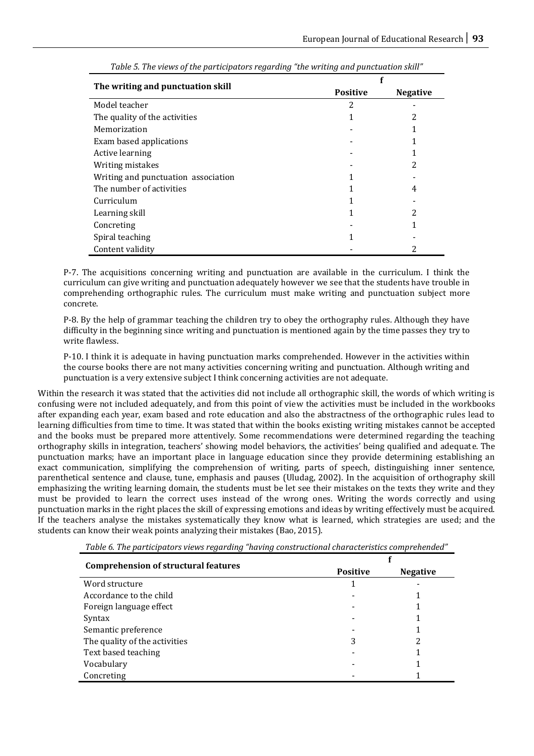*Table 5. The views of the participators regarding "the writing and punctuation skill"*

| The writing and punctuation skill | f | |
|---|---|---|
| | Positive | Negative |
| Model teacher | 2 | - |
| The quality of the activities | 1 | 2 |
| Memorization | - | 1 |
| Exam based applications | - | 1 |
| Active learning | - | 1 |
| Writing mistakes | - | 2 |
| Writing and punctuation association | 1 | - |
| The number of activities | 1 | 4 |
| Curriculum | 1 | - |
| Learning skill | 1 | 2 |
| Concreting | - | 1 |
| Spiral teaching | 1 | - |
| Content validity | - | 2 |

P-7. The acquisitions concerning writing and punctuation are available in the curriculum. I think the curriculum can give writing and punctuation adequately however we see that the students have trouble in comprehending orthographic rules. The curriculum must make writing and punctuation subject more concrete.

P-8. By the help of grammar teaching the children try to obey the orthography rules. Although they have difficulty in the beginning since writing and punctuation is mentioned again by the time passes they try to write flawless.

P-10. I think it is adequate in having punctuation marks comprehended. However in the activities within the course books there are not many activities concerning writing and punctuation. Although writing and punctuation is a very extensive subject I think concerning activities are not adequate.

Within the research it was stated that the activities did not include all orthographic skill, the words of which writing is confusing were not included adequately, and from this point of view the activities must be included in the workbooks after expanding each year, exam based and rote education and also the abstractness of the orthographic rules lead to learning difficulties from time to time. It was stated that within the books existing writing mistakes cannot be accepted and the books must be prepared more attentively. Some recommendations were determined regarding the teaching orthography skills in integration, teachers' showing model behaviors, the activities' being qualified and adequate. The punctuation marks; have an important place in language education since they provide determining establishing an exact communication, simplifying the comprehension of writing, parts of speech, distinguishing inner sentence, parenthetical sentence and clause, tune, emphasis and pauses (Uludag, 2002). In the acquisition of orthography skill emphasizing the writing learning domain, the students must be let see their mistakes on the texts they write and they must be provided to learn the correct uses instead of the wrong ones. Writing the words correctly and using punctuation marks in the right places the skill of expressing emotions and ideas by writing effectively must be acquired. If the teachers analyse the mistakes systematically they know what is learned, which strategies are used; and the students can know their weak points analyzing their mistakes (Bao, 2015).

*Table 6. The participators views regarding "having constructional characteristics comprehended"*

| Comprehension of structural features | f | |
|---|---|---|
| | Positive | Negative |
| Word structure | 1 | - |
| Accordance to the child | - | 1 |
| Foreign language effect | - | 1 |
| Syntax | - | 1 |
| Semantic preference | - | 1 |
| The quality of the activities | 3 | 2 |
| Text based teaching | - | 1 |
| Vocabulary | - | 1 |
| Concreting | - | 1 |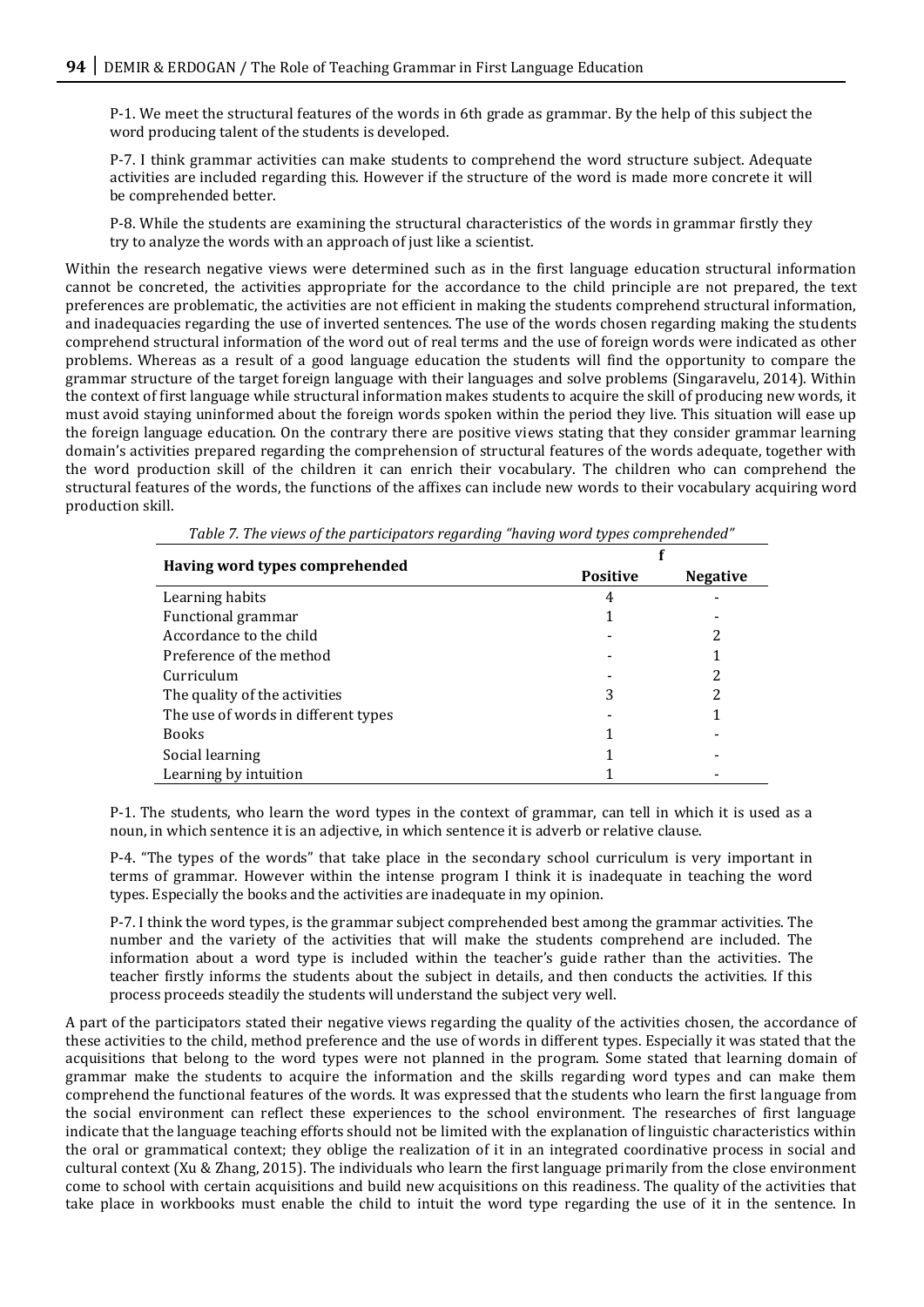P-1. We meet the structural features of the words in 6th grade as grammar. By the help of this subject the word producing talent of the students is developed.

P-7. I think grammar activities can make students to comprehend the word structure subject. Adequate activities are included regarding this. However if the structure of the word is made more concrete it will be comprehended better.

P-8. While the students are examining the structural characteristics of the words in grammar firstly they try to analyze the words with an approach of just like a scientist.

Within the research negative views were determined such as in the first language education structural information cannot be concreted, the activities appropriate for the accordance to the child principle are not prepared, the text preferences are problematic, the activities are not efficient in making the students comprehend structural information, and inadequacies regarding the use of inverted sentences. The use of the words chosen regarding making the students comprehend structural information of the word out of real terms and the use of foreign words were indicated as other problems. Whereas as a result of a good language education the students will find the opportunity to compare the grammar structure of the target foreign language with their languages and solve problems (Singaravelu, 2014). Within the context of first language while structural information makes students to acquire the skill of producing new words, it must avoid staying uninformed about the foreign words spoken within the period they live. This situation will ease up the foreign language education. On the contrary there are positive views stating that they consider grammar learning domain's activities prepared regarding the comprehension of structural features of the words adequate, together with the word production skill of the children it can enrich their vocabulary. The children who can comprehend the structural features of the words, the functions of the affixes can include new words to their vocabulary acquiring word production skill.

*Table 7. The views of the participators regarding "having word types comprehended"*

| Having word types comprehended | f | |
|---|---|---|
| | **Positive** | **Negative** |
| Learning habits | 4 | - |
| Functional grammar | 1 | - |
| Accordance to the child | - | 2 |
| Preference of the method | - | 1 |
| Curriculum | - | 2 |
| The quality of the activities | 3 | 2 |
| The use of words in different types | - | 1 |
| Books | 1 | - |
| Social learning | 1 | - |
| Learning by intuition | 1 | - |

P-1. The students, who learn the word types in the context of grammar, can tell in which it is used as a noun, in which sentence it is an adjective, in which sentence it is adverb or relative clause.

P-4. "The types of the words" that take place in the secondary school curriculum is very important in terms of grammar. However within the intense program I think it is inadequate in teaching the word types. Especially the books and the activities are inadequate in my opinion.

P-7. I think the word types, is the grammar subject comprehended best among the grammar activities. The number and the variety of the activities that will make the students comprehend are included. The information about a word type is included within the teacher's guide rather than the activities. The teacher firstly informs the students about the subject in details, and then conducts the activities. If this process proceeds steadily the students will understand the subject very well.

A part of the participators stated their negative views regarding the quality of the activities chosen, the accordance of these activities to the child, method preference and the use of words in different types. Especially it was stated that the acquisitions that belong to the word types were not planned in the program. Some stated that learning domain of grammar make the students to acquire the information and the skills regarding word types and can make them comprehend the functional features of the words. It was expressed that the students who learn the first language from the social environment can reflect these experiences to the school environment. The researches of first language indicate that the language teaching efforts should not be limited with the explanation of linguistic characteristics within the oral or grammatical context; they oblige the realization of it in an integrated coordinative process in social and cultural context (Xu & Zhang, 2015). The individuals who learn the first language primarily from the close environment come to school with certain acquisitions and build new acquisitions on this readiness. The quality of the activities that take place in workbooks must enable the child to intuit the word type regarding the use of it in the sentence. In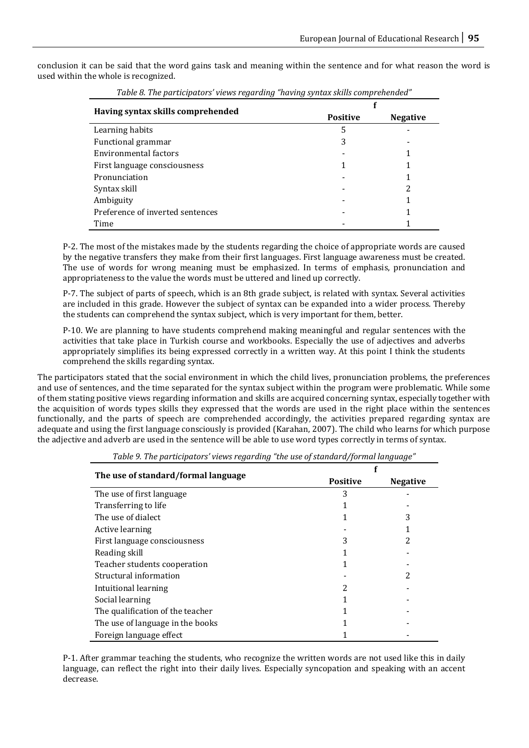conclusion it can be said that the word gains task and meaning within the sentence and for what reason the word is used within the whole is recognized.

*Table 8. The participators' views regarding "having syntax skills comprehended"*

| Having syntax skills comprehended | f | |
|---|---|---|
| | **Positive** | **Negative** |
| Learning habits | 5 | - |
| Functional grammar | 3 | - |
| Environmental factors | - | 1 |
| First language consciousness | 1 | 1 |
| Pronunciation | - | 1 |
| Syntax skill | - | 2 |
| Ambiguity | - | 1 |
| Preference of inverted sentences | - | 1 |
| Time | - | 1 |

> P-2. The most of the mistakes made by the students regarding the choice of appropriate words are caused by the negative transfers they make from their first languages. First language awareness must be created. The use of words for wrong meaning must be emphasized. In terms of emphasis, pronunciation and appropriateness to the value the words must be uttered and lined up correctly.

> P-7. The subject of parts of speech, which is an 8th grade subject, is related with syntax. Several activities are included in this grade. However the subject of syntax can be expanded into a wider process. Thereby the students can comprehend the syntax subject, which is very important for them, better.

> P-10. We are planning to have students comprehend making meaningful and regular sentences with the activities that take place in Turkish course and workbooks. Especially the use of adjectives and adverbs appropriately simplifies its being expressed correctly in a written way. At this point I think the students comprehend the skills regarding syntax.

The participators stated that the social environment in which the child lives, pronunciation problems, the preferences and use of sentences, and the time separated for the syntax subject within the program were problematic. While some of them stating positive views regarding information and skills are acquired concerning syntax, especially together with the acquisition of words types skills they expressed that the words are used in the right place within the sentences functionally, and the parts of speech are comprehended accordingly, the activities prepared regarding syntax are adequate and using the first language consciously is provided (Karahan, 2007). The child who learns for which purpose the adjective and adverb are used in the sentence will be able to use word types correctly in terms of syntax.

*Table 9. The participators' views regarding "the use of standard/formal language"*

| The use of standard/formal language | f | |
|---|---|---|
| | **Positive** | **Negative** |
| The use of first language | 3 | - |
| Transferring to life | 1 | - |
| The use of dialect | 1 | 3 |
| Active learning | - | 1 |
| First language consciousness | 3 | 2 |
| Reading skill | 1 | - |
| Teacher students cooperation | 1 | - |
| Structural information | - | 2 |
| Intuitional learning | 2 | - |
| Social learning | 1 | - |
| The qualification of the teacher | 1 | - |
| The use of language in the books | 1 | - |
| Foreign language effect | 1 | - |

> P-1. After grammar teaching the students, who recognize the written words are not used like this in daily language, can reflect the right into their daily lives. Especially syncopation and speaking with an accent decrease.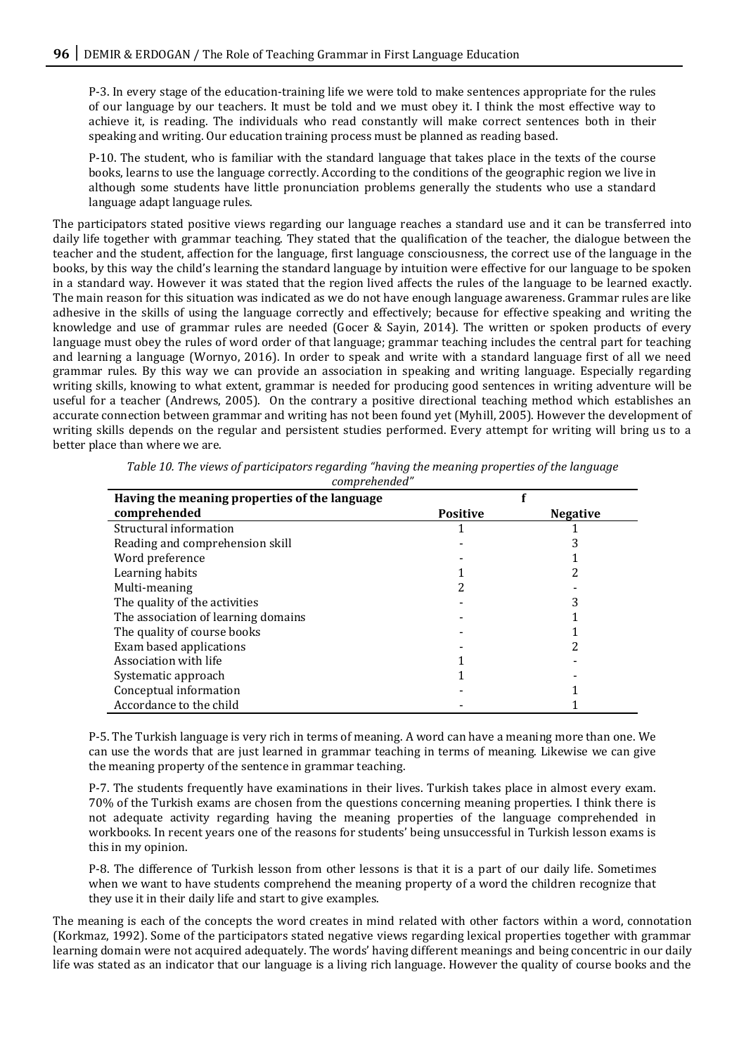P-3. In every stage of the education-training life we were told to make sentences appropriate for the rules of our language by our teachers. It must be told and we must obey it. I think the most effective way to achieve it, is reading. The individuals who read constantly will make correct sentences both in their speaking and writing. Our education training process must be planned as reading based.

P-10. The student, who is familiar with the standard language that takes place in the texts of the course books, learns to use the language correctly. According to the conditions of the geographic region we live in although some students have little pronunciation problems generally the students who use a standard language adapt language rules.

The participators stated positive views regarding our language reaches a standard use and it can be transferred into daily life together with grammar teaching. They stated that the qualification of the teacher, the dialogue between the teacher and the student, affection for the language, first language consciousness, the correct use of the language in the books, by this way the child's learning the standard language by intuition were effective for our language to be spoken in a standard way. However it was stated that the region lived affects the rules of the language to be learned exactly. The main reason for this situation was indicated as we do not have enough language awareness. Grammar rules are like adhesive in the skills of using the language correctly and effectively; because for effective speaking and writing the knowledge and use of grammar rules are needed (Gocer & Sayin, 2014). The written or spoken products of every language must obey the rules of word order of that language; grammar teaching includes the central part for teaching and learning a language (Wornyo, 2016). In order to speak and write with a standard language first of all we need grammar rules. By this way we can provide an association in speaking and writing language. Especially regarding writing skills, knowing to what extent, grammar is needed for producing good sentences in writing adventure will be useful for a teacher (Andrews, 2005). On the contrary a positive directional teaching method which establishes an accurate connection between grammar and writing has not been found yet (Myhill, 2005). However the development of writing skills depends on the regular and persistent studies performed. Every attempt for writing will bring us to a better place than where we are.

*Table 10. The views of participators regarding "having the meaning properties of the language comprehended"*

| Having the meaning properties of the language comprehended | f | |
|---|---|---|
| | **Positive** | **Negative** |
| Structural information | 1 | 1 |
| Reading and comprehension skill | - | 3 |
| Word preference | - | 1 |
| Learning habits | 1 | 2 |
| Multi-meaning | 2 | - |
| The quality of the activities | - | 3 |
| The association of learning domains | - | 1 |
| The quality of course books | - | 1 |
| Exam based applications | - | 2 |
| Association with life | 1 | - |
| Systematic approach | 1 | - |
| Conceptual information | - | 1 |
| Accordance to the child | - | 1 |

P-5. The Turkish language is very rich in terms of meaning. A word can have a meaning more than one. We can use the words that are just learned in grammar teaching in terms of meaning. Likewise we can give the meaning property of the sentence in grammar teaching.

P-7. The students frequently have examinations in their lives. Turkish takes place in almost every exam. 70% of the Turkish exams are chosen from the questions concerning meaning properties. I think there is not adequate activity regarding having the meaning properties of the language comprehended in workbooks. In recent years one of the reasons for students' being unsuccessful in Turkish lesson exams is this in my opinion.

P-8. The difference of Turkish lesson from other lessons is that it is a part of our daily life. Sometimes when we want to have students comprehend the meaning property of a word the children recognize that they use it in their daily life and start to give examples.

The meaning is each of the concepts the word creates in mind related with other factors within a word, connotation (Korkmaz, 1992). Some of the participators stated negative views regarding lexical properties together with grammar learning domain were not acquired adequately. The words' having different meanings and being concentric in our daily life was stated as an indicator that our language is a living rich language. However the quality of course books and the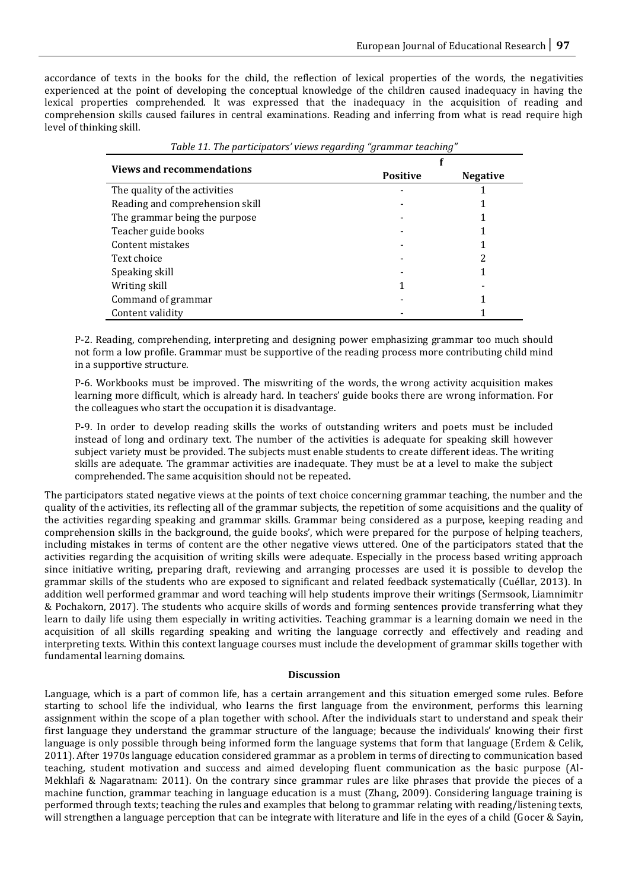accordance of texts in the books for the child, the reflection of lexical properties of the words, the negativities experienced at the point of developing the conceptual knowledge of the children caused inadequacy in having the lexical properties comprehended. It was expressed that the inadequacy in the acquisition of reading and comprehension skills caused failures in central examinations. Reading and inferring from what is read require high level of thinking skill.

*Table 11. The participators' views regarding "grammar teaching"*

| Views and recommendations | f | |
|---|---|---|
| | Positive | Negative |
| The quality of the activities | - | 1 |
| Reading and comprehension skill | - | 1 |
| The grammar being the purpose | - | 1 |
| Teacher guide books | - | 1 |
| Content mistakes | - | 1 |
| Text choice | - | 2 |
| Speaking skill | - | 1 |
| Writing skill | 1 | - |
| Command of grammar | - | 1 |
| Content validity | - | 1 |

P-2. Reading, comprehending, interpreting and designing power emphasizing grammar too much should not form a low profile. Grammar must be supportive of the reading process more contributing child mind in a supportive structure.

P-6. Workbooks must be improved. The miswriting of the words, the wrong activity acquisition makes learning more difficult, which is already hard. In teachers' guide books there are wrong information. For the colleagues who start the occupation it is disadvantage.

P-9. In order to develop reading skills the works of outstanding writers and poets must be included instead of long and ordinary text. The number of the activities is adequate for speaking skill however subject variety must be provided. The subjects must enable students to create different ideas. The writing skills are adequate. The grammar activities are inadequate. They must be at a level to make the subject comprehended. The same acquisition should not be repeated.

The participators stated negative views at the points of text choice concerning grammar teaching, the number and the quality of the activities, its reflecting all of the grammar subjects, the repetition of some acquisitions and the quality of the activities regarding speaking and grammar skills. Grammar being considered as a purpose, keeping reading and comprehension skills in the background, the guide books', which were prepared for the purpose of helping teachers, including mistakes in terms of content are the other negative views uttered. One of the participators stated that the activities regarding the acquisition of writing skills were adequate. Especially in the process based writing approach since initiative writing, preparing draft, reviewing and arranging processes are used it is possible to develop the grammar skills of the students who are exposed to significant and related feedback systematically (Cuéllar, 2013). In addition well performed grammar and word teaching will help students improve their writings (Sermsook, Liamnimitr & Pochakorn, 2017). The students who acquire skills of words and forming sentences provide transferring what they learn to daily life using them especially in writing activities. Teaching grammar is a learning domain we need in the acquisition of all skills regarding speaking and writing the language correctly and effectively and reading and interpreting texts. Within this context language courses must include the development of grammar skills together with fundamental learning domains.

## Discussion

Language, which is a part of common life, has a certain arrangement and this situation emerged some rules. Before starting to school life the individual, who learns the first language from the environment, performs this learning assignment within the scope of a plan together with school. After the individuals start to understand and speak their first language they understand the grammar structure of the language; because the individuals' knowing their first language is only possible through being informed form the language systems that form that language (Erdem & Celik, 2011). After 1970s language education considered grammar as a problem in terms of directing to communication based teaching, student motivation and success and aimed developing fluent communication as the basic purpose (Al-Mekhlafi & Nagaratnam: 2011). On the contrary since grammar rules are like phrases that provide the pieces of a machine function, grammar teaching in language education is a must (Zhang, 2009). Considering language training is performed through texts; teaching the rules and examples that belong to grammar relating with reading/listening texts, will strengthen a language perception that can be integrate with literature and life in the eyes of a child (Gocer & Sayin,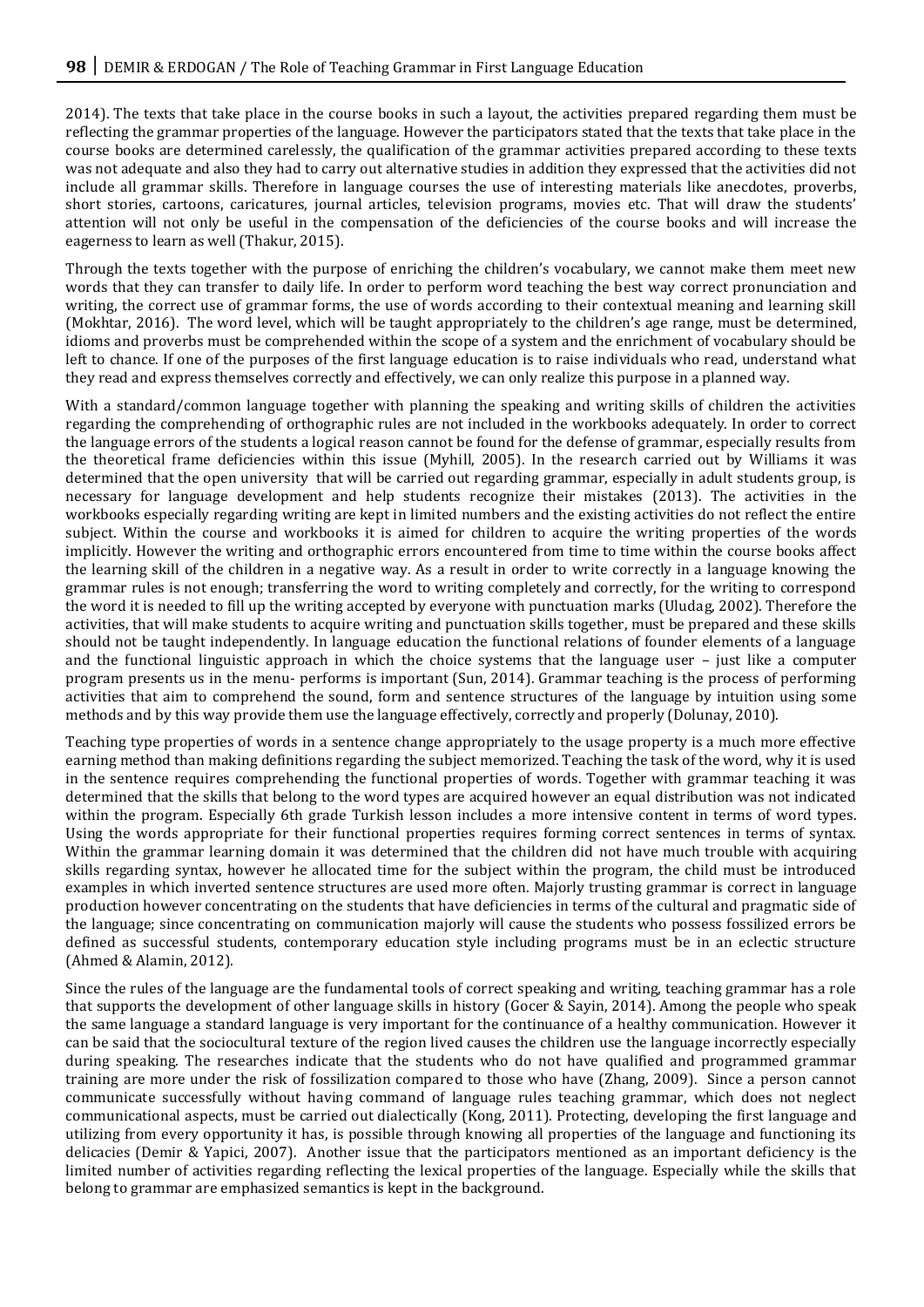2014). The texts that take place in the course books in such a layout, the activities prepared regarding them must be reflecting the grammar properties of the language. However the participators stated that the texts that take place in the course books are determined carelessly, the qualification of the grammar activities prepared according to these texts was not adequate and also they had to carry out alternative studies in addition they expressed that the activities did not include all grammar skills. Therefore in language courses the use of interesting materials like anecdotes, proverbs, short stories, cartoons, caricatures, journal articles, television programs, movies etc. That will draw the students' attention will not only be useful in the compensation of the deficiencies of the course books and will increase the eagerness to learn as well (Thakur, 2015).

Through the texts together with the purpose of enriching the children's vocabulary, we cannot make them meet new words that they can transfer to daily life. In order to perform word teaching the best way correct pronunciation and writing, the correct use of grammar forms, the use of words according to their contextual meaning and learning skill (Mokhtar, 2016). The word level, which will be taught appropriately to the children's age range, must be determined, idioms and proverbs must be comprehended within the scope of a system and the enrichment of vocabulary should be left to chance. If one of the purposes of the first language education is to raise individuals who read, understand what they read and express themselves correctly and effectively, we can only realize this purpose in a planned way.

With a standard/common language together with planning the speaking and writing skills of children the activities regarding the comprehending of orthographic rules are not included in the workbooks adequately. In order to correct the language errors of the students a logical reason cannot be found for the defense of grammar, especially results from the theoretical frame deficiencies within this issue (Myhill, 2005). In the research carried out by Williams it was determined that the open university that will be carried out regarding grammar, especially in adult students group, is necessary for language development and help students recognize their mistakes (2013). The activities in the workbooks especially regarding writing are kept in limited numbers and the existing activities do not reflect the entire subject. Within the course and workbooks it is aimed for children to acquire the writing properties of the words implicitly. However the writing and orthographic errors encountered from time to time within the course books affect the learning skill of the children in a negative way. As a result in order to write correctly in a language knowing the grammar rules is not enough; transferring the word to writing completely and correctly, for the writing to correspond the word it is needed to fill up the writing accepted by everyone with punctuation marks (Uludag, 2002). Therefore the activities, that will make students to acquire writing and punctuation skills together, must be prepared and these skills should not be taught independently. In language education the functional relations of founder elements of a language and the functional linguistic approach in which the choice systems that the language user – just like a computer program presents us in the menu- performs is important (Sun, 2014). Grammar teaching is the process of performing activities that aim to comprehend the sound, form and sentence structures of the language by intuition using some methods and by this way provide them use the language effectively, correctly and properly (Dolunay, 2010).

Teaching type properties of words in a sentence change appropriately to the usage property is a much more effective earning method than making definitions regarding the subject memorized. Teaching the task of the word, why it is used in the sentence requires comprehending the functional properties of words. Together with grammar teaching it was determined that the skills that belong to the word types are acquired however an equal distribution was not indicated within the program. Especially 6th grade Turkish lesson includes a more intensive content in terms of word types. Using the words appropriate for their functional properties requires forming correct sentences in terms of syntax. Within the grammar learning domain it was determined that the children did not have much trouble with acquiring skills regarding syntax, however he allocated time for the subject within the program, the child must be introduced examples in which inverted sentence structures are used more often. Majorly trusting grammar is correct in language production however concentrating on the students that have deficiencies in terms of the cultural and pragmatic side of the language; since concentrating on communication majorly will cause the students who possess fossilized errors be defined as successful students, contemporary education style including programs must be in an eclectic structure (Ahmed & Alamin, 2012).

Since the rules of the language are the fundamental tools of correct speaking and writing, teaching grammar has a role that supports the development of other language skills in history (Gocer & Sayin, 2014). Among the people who speak the same language a standard language is very important for the continuance of a healthy communication. However it can be said that the sociocultural texture of the region lived causes the children use the language incorrectly especially during speaking. The researches indicate that the students who do not have qualified and programmed grammar training are more under the risk of fossilization compared to those who have (Zhang, 2009). Since a person cannot communicate successfully without having command of language rules teaching grammar, which does not neglect communicational aspects, must be carried out dialectically (Kong, 2011). Protecting, developing the first language and utilizing from every opportunity it has, is possible through knowing all properties of the language and functioning its delicacies (Demir & Yapici, 2007). Another issue that the participators mentioned as an important deficiency is the limited number of activities regarding reflecting the lexical properties of the language. Especially while the skills that belong to grammar are emphasized semantics is kept in the background.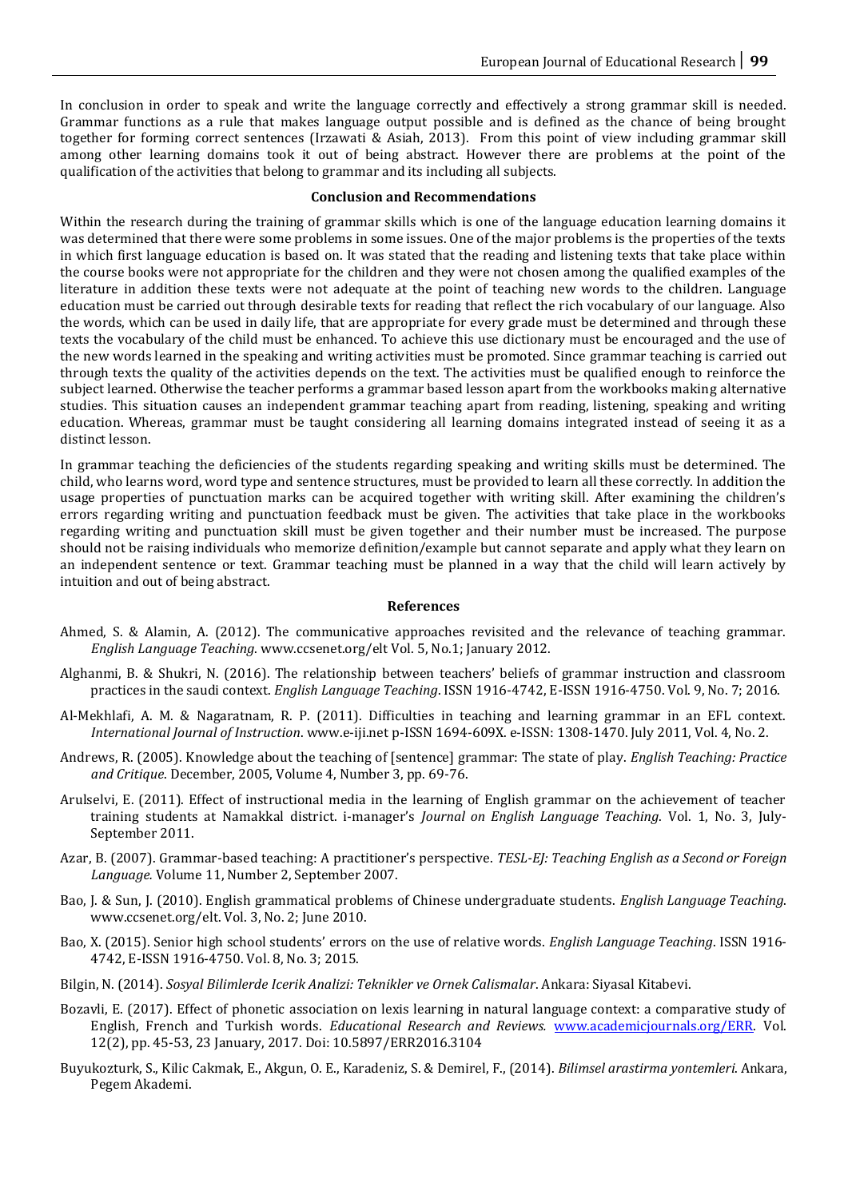In conclusion in order to speak and write the language correctly and effectively a strong grammar skill is needed. Grammar functions as a rule that makes language output possible and is defined as the chance of being brought together for forming correct sentences (Irzawati & Asiah, 2013). From this point of view including grammar skill among other learning domains took it out of being abstract. However there are problems at the point of the qualification of the activities that belong to grammar and its including all subjects.

## Conclusion and Recommendations

Within the research during the training of grammar skills which is one of the language education learning domains it was determined that there were some problems in some issues. One of the major problems is the properties of the texts in which first language education is based on. It was stated that the reading and listening texts that take place within the course books were not appropriate for the children and they were not chosen among the qualified examples of the literature in addition these texts were not adequate at the point of teaching new words to the children. Language education must be carried out through desirable texts for reading that reflect the rich vocabulary of our language. Also the words, which can be used in daily life, that are appropriate for every grade must be determined and through these texts the vocabulary of the child must be enhanced. To achieve this use dictionary must be encouraged and the use of the new words learned in the speaking and writing activities must be promoted. Since grammar teaching is carried out through texts the quality of the activities depends on the text. The activities must be qualified enough to reinforce the subject learned. Otherwise the teacher performs a grammar based lesson apart from the workbooks making alternative studies. This situation causes an independent grammar teaching apart from reading, listening, speaking and writing education. Whereas, grammar must be taught considering all learning domains integrated instead of seeing it as a distinct lesson.

In grammar teaching the deficiencies of the students regarding speaking and writing skills must be determined. The child, who learns word, word type and sentence structures, must be provided to learn all these correctly. In addition the usage properties of punctuation marks can be acquired together with writing skill. After examining the children's errors regarding writing and punctuation feedback must be given. The activities that take place in the workbooks regarding writing and punctuation skill must be given together and their number must be increased. The purpose should not be raising individuals who memorize definition/example but cannot separate and apply what they learn on an independent sentence or text. Grammar teaching must be planned in a way that the child will learn actively by intuition and out of being abstract.

## References

Ahmed, S. & Alamin, A. (2012). The communicative approaches revisited and the relevance of teaching grammar. *English Language Teaching*. www.ccsenet.org/elt Vol. 5, No.1; January 2012.

Alghanmi, B. & Shukri, N. (2016). The relationship between teachers' beliefs of grammar instruction and classroom practices in the saudi context. *English Language Teaching*. ISSN 1916-4742, E-ISSN 1916-4750. Vol. 9, No. 7; 2016.

Al-Mekhlafi, A. M. & Nagaratnam, R. P. (2011). Difficulties in teaching and learning grammar in an EFL context. *International Journal of Instruction*. www.e-iji.net p-ISSN 1694-609X. e-ISSN: 1308-1470. July 2011, Vol. 4, No. 2.

Andrews, R. (2005). Knowledge about the teaching of [sentence] grammar: The state of play. *English Teaching: Practice and Critique*. December, 2005, Volume 4, Number 3, pp. 69-76.

Arulselvi, E. (2011). Effect of instructional media in the learning of English grammar on the achievement of teacher training students at Namakkal district. i-manager's *Journal on English Language Teaching*. Vol. 1, No. 3, July-September 2011.

Azar, B. (2007). Grammar-based teaching: A practitioner's perspective. *TESL-EJ: Teaching English as a Second or Foreign Language.* Volume 11, Number 2, September 2007.

Bao, J. & Sun, J. (2010). English grammatical problems of Chinese undergraduate students. *English Language Teaching.* www.ccsenet.org/elt. Vol. 3, No. 2; June 2010.

Bao, X. (2015). Senior high school students' errors on the use of relative words. *English Language Teaching*. ISSN 1916-4742, E-ISSN 1916-4750. Vol. 8, No. 3; 2015.

Bilgin, N. (2014). *Sosyal Bilimlerde Icerik Analizi: Teknikler ve Ornek Calismalar*. Ankara: Siyasal Kitabevi.

Bozavli, E. (2017). Effect of phonetic association on lexis learning in natural language context: a comparative study of English, French and Turkish words. *Educational Research and Reviews.* www.academicjournals.org/ERR. Vol. 12(2), pp. 45-53, 23 January, 2017. Doi: 10.5897/ERR2016.3104

Buyukozturk, S., Kilic Cakmak, E., Akgun, O. E., Karadeniz, S. & Demirel, F., (2014). *Bilimsel arastirma yontemleri*. Ankara, Pegem Akademi.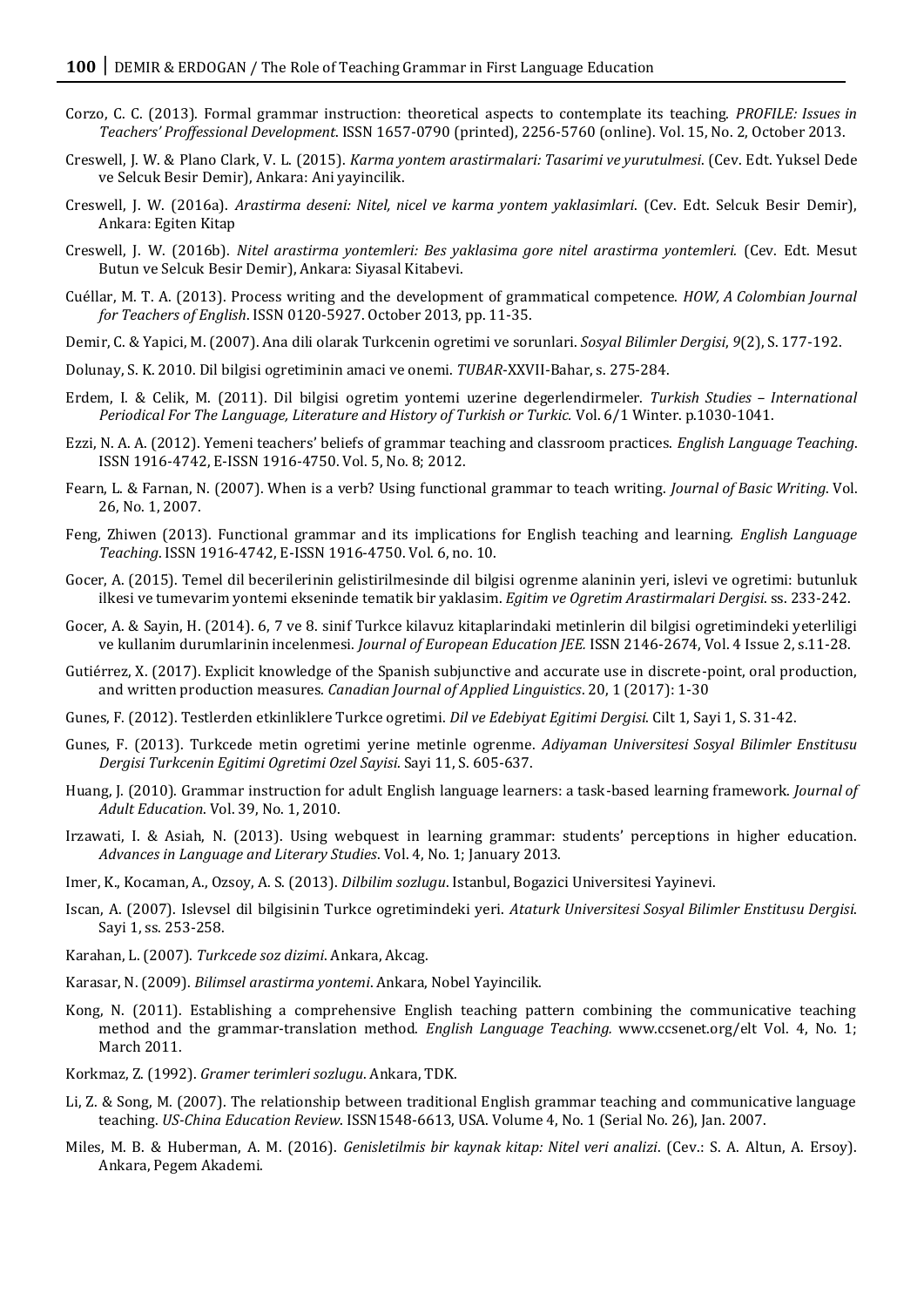Corzo, C. C. (2013). Formal grammar instruction: theoretical aspects to contemplate its teaching. *PROFILE: Issues in Teachers' Proffessional Development*. ISSN 1657-0790 (printed), 2256-5760 (online). Vol. 15, No. 2, October 2013.

Creswell, J. W. & Plano Clark, V. L. (2015). *Karma yontem arastirmalari: Tasarimi ve yurutulmesi*. (Cev. Edt. Yuksel Dede ve Selcuk Besir Demir), Ankara: Ani yayincilik.

Creswell, J. W. (2016a). *Arastirma deseni: Nitel, nicel ve karma yontem yaklasimlari*. (Cev. Edt. Selcuk Besir Demir), Ankara: Egiten Kitap

Creswell, J. W. (2016b). *Nitel arastirma yontemleri: Bes yaklasima gore nitel arastirma yontemleri.* (Cev. Edt. Mesut Butun ve Selcuk Besir Demir), Ankara: Siyasal Kitabevi.

Cuéllar, M. T. A. (2013). Process writing and the development of grammatical competence. *HOW, A Colombian Journal for Teachers of English*. ISSN 0120-5927. October 2013, pp. 11-35.

Demir, C. & Yapici, M. (2007). Ana dili olarak Turkcenin ogretimi ve sorunlari. *Sosyal Bilimler Dergisi*, *9*(2), S. 177-192.

Dolunay, S. K. 2010. Dil bilgisi ogretiminin amaci ve onemi. *TUBAR*-XXVII-Bahar, s. 275-284.

Erdem, I. & Celik, M. (2011). Dil bilgisi ogretim yontemi uzerine degerlendirmeler. *Turkish Studies – International Periodical For The Language, Literature and History of Turkish or Turkic.* Vol. 6/1 Winter. p.1030-1041.

Ezzi, N. A. A. (2012). Yemeni teachers' beliefs of grammar teaching and classroom practices. *English Language Teaching*. ISSN 1916-4742, E-ISSN 1916-4750. Vol. 5, No. 8; 2012.

Fearn, L. & Farnan, N. (2007). When is a verb? Using functional grammar to teach writing. *Journal of Basic Writing*. Vol. 26, No. 1, 2007.

Feng, Zhiwen (2013). Functional grammar and its implications for English teaching and learning. *English Language Teaching*. ISSN 1916-4742, E-ISSN 1916-4750. Vol. 6, no. 10.

Gocer, A. (2015). Temel dil becerilerinin gelistirilmesinde dil bilgisi ogrenme alaninin yeri, islevi ve ogretimi: butunluk ilkesi ve tumevarim yontemi ekseninde tematik bir yaklasim. *Egitim ve Ogretim Arastirmalari Dergisi*. ss. 233-242.

Gocer, A. & Sayin, H. (2014). 6, 7 ve 8. sinif Turkce kilavuz kitaplarindaki metinlerin dil bilgisi ogretimindeki yeterliligi ve kullanim durumlarinin incelenmesi. *Journal of European Education JEE.* ISSN 2146-2674, Vol. 4 Issue 2, s.11-28.

Gutiérrez, X. (2017). Explicit knowledge of the Spanish subjunctive and accurate use in discrete-point, oral production, and written production measures. *Canadian Journal of Applied Linguistics*. 20, 1 (2017): 1-30

Gunes, F. (2012). Testlerden etkinliklere Turkce ogretimi. *Dil ve Edebiyat Egitimi Dergisi*. Cilt 1, Sayi 1, S. 31-42.

Gunes, F. (2013). Turkcede metin ogretimi yerine metinle ogrenme. *Adiyaman Universitesi Sosyal Bilimler Enstitusu Dergisi Turkcenin Egitimi Ogretimi Ozel Sayisi*. Sayi 11, S. 605-637.

Huang, J. (2010). Grammar instruction for adult English language learners: a task-based learning framework. *Journal of Adult Education*. Vol. 39, No. 1, 2010.

Irzawati, I. & Asiah, N. (2013). Using webquest in learning grammar: students' perceptions in higher education. *Advances in Language and Literary Studies*. Vol. 4, No. 1; January 2013.

Imer, K., Kocaman, A., Ozsoy, A. S. (2013). *Dilbilim sozlugu*. Istanbul, Bogazici Universitesi Yayinevi.

Iscan, A. (2007). Islevsel dil bilgisinin Turkce ogretimindeki yeri. *Ataturk Universitesi Sosyal Bilimler Enstitusu Dergisi.* Sayi 1, ss. 253-258.

Karahan, L. (2007). *Turkcede soz dizimi*. Ankara, Akcag.

Karasar, N. (2009). *Bilimsel arastirma yontemi*. Ankara, Nobel Yayincilik.

Kong, N. (2011). Establishing a comprehensive English teaching pattern combining the communicative teaching method and the grammar-translation method. *English Language Teaching.* www.ccsenet.org/elt Vol. 4, No. 1; March 2011.

Korkmaz, Z. (1992). *Gramer terimleri sozlugu*. Ankara, TDK.

Li, Z. & Song, M. (2007). The relationship between traditional English grammar teaching and communicative language teaching. *US-China Education Review.* ISSN1548-6613, USA. Volume 4, No. 1 (Serial No. 26), Jan. 2007.

Miles, M. B. & Huberman, A. M. (2016). *Genisletilmis bir kaynak kitap: Nitel veri analizi*. (Cev.: S. A. Altun, A. Ersoy). Ankara, Pegem Akademi.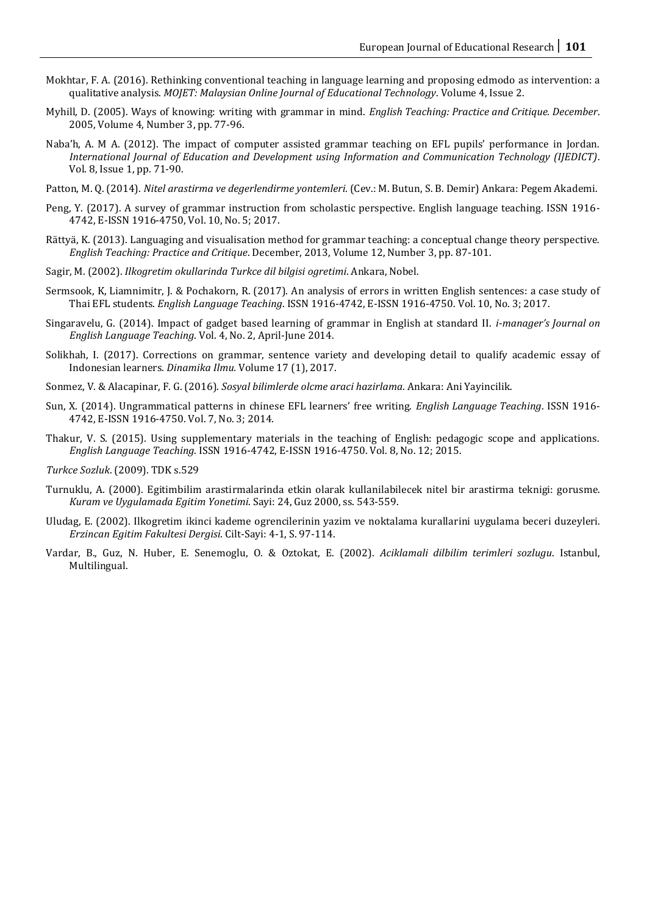Mokhtar, F. A. (2016). Rethinking conventional teaching in language learning and proposing edmodo as intervention: a qualitative analysis. *MOJET: Malaysian Online Journal of Educational Technology*. Volume 4, Issue 2.

Myhill, D. (2005). Ways of knowing: writing with grammar in mind. *English Teaching: Practice and Critique. December*. 2005, Volume 4, Number 3, pp. 77-96.

Naba'h, A. M A. (2012). The impact of computer assisted grammar teaching on EFL pupils' performance in Jordan. *International Journal of Education and Development using Information and Communication Technology (IJEDICT)*. Vol. 8, Issue 1, pp. 71-90.

Patton, M. Q. (2014). *Nitel arastirma ve degerlendirme yontemleri*. (Cev.: M. Butun, S. B. Demir) Ankara: Pegem Akademi.

Peng, Y. (2017). A survey of grammar instruction from scholastic perspective. English language teaching. ISSN 1916-4742, E-ISSN 1916-4750, Vol. 10, No. 5; 2017.

Rättyä, K. (2013). Languaging and visualisation method for grammar teaching: a conceptual change theory perspective. *English Teaching: Practice and Critique*. December, 2013, Volume 12, Number 3, pp. 87-101.

Sagir, M. (2002). *Ilkogretim okullarinda Turkce dil bilgisi ogretimi*. Ankara, Nobel.

Sermsook, K, Liamnimitr, J. & Pochakorn, R. (2017). An analysis of errors in written English sentences: a case study of Thai EFL students. *English Language Teaching*. ISSN 1916-4742, E-ISSN 1916-4750. Vol. 10, No. 3; 2017.

Singaravelu, G. (2014). Impact of gadget based learning of grammar in English at standard II. *i-manager's Journal on English Language Teaching*. Vol. 4, No. 2, April-June 2014.

Solikhah, I. (2017). Corrections on grammar, sentence variety and developing detail to qualify academic essay of Indonesian learners. *Dinamika Ilmu*. Volume 17 (1), 2017.

Sonmez, V. & Alacapinar, F. G. (2016). *Sosyal bilimlerde olcme araci hazirlama*. Ankara: Ani Yayincilik.

Sun, X. (2014). Ungrammatical patterns in chinese EFL learners' free writing. *English Language Teaching*. ISSN 1916-4742, E-ISSN 1916-4750. Vol. 7, No. 3; 2014.

Thakur, V. S. (2015). Using supplementary materials in the teaching of English: pedagogic scope and applications. *English Language Teaching*. ISSN 1916-4742, E-ISSN 1916-4750. Vol. 8, No. 12; 2015.

*Turkce Sozluk*. (2009). TDK s.529

Turnuklu, A. (2000). Egitimbilim arastirmalarinda etkin olarak kullanilabilecek nitel bir arastirma teknigi: gorusme. *Kuram ve Uygulamada Egitim Yonetimi*. Sayi: 24, Guz 2000, ss. 543-559.

Uludag, E. (2002). Ilkogretim ikinci kademe ogrencilerinin yazim ve noktalama kurallarini uygulama beceri duzeyleri. *Erzincan Egitim Fakultesi Dergisi*. Cilt-Sayi: 4-1, S. 97-114.

Vardar, B., Guz, N. Huber, E. Senemoglu, O. & Oztokat, E. (2002). *Aciklamali dilbilim terimleri sozlugu*. Istanbul, Multilingual.